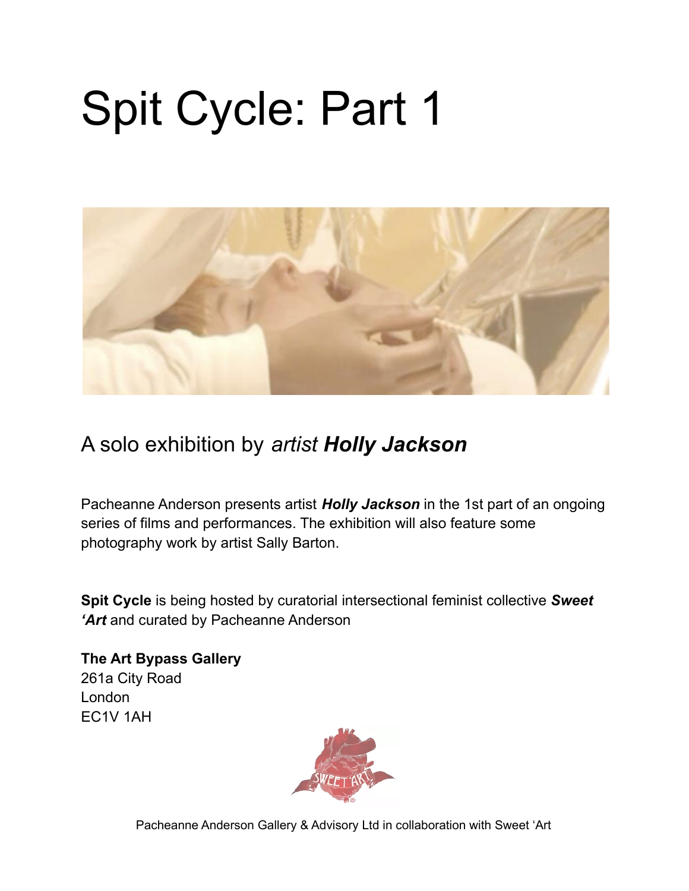# Spit Cycle: Part 1

## A solo exhibition by *artist* ***Holly Jackson***

Pacheanne Anderson presents artist ***Holly Jackson*** in the 1st part of an ongoing series of films and performances. The exhibition will also feature some photography work by artist Sally Barton.

**Spit Cycle** is being hosted by curatorial intersectional feminist collective ***Sweet 'Art*** and curated by Pacheanne Anderson

**The Art Bypass Gallery**
261a City Road
London
EC1V 1AH

Pacheanne Anderson Gallery & Advisory Ltd in collaboration with Sweet 'Art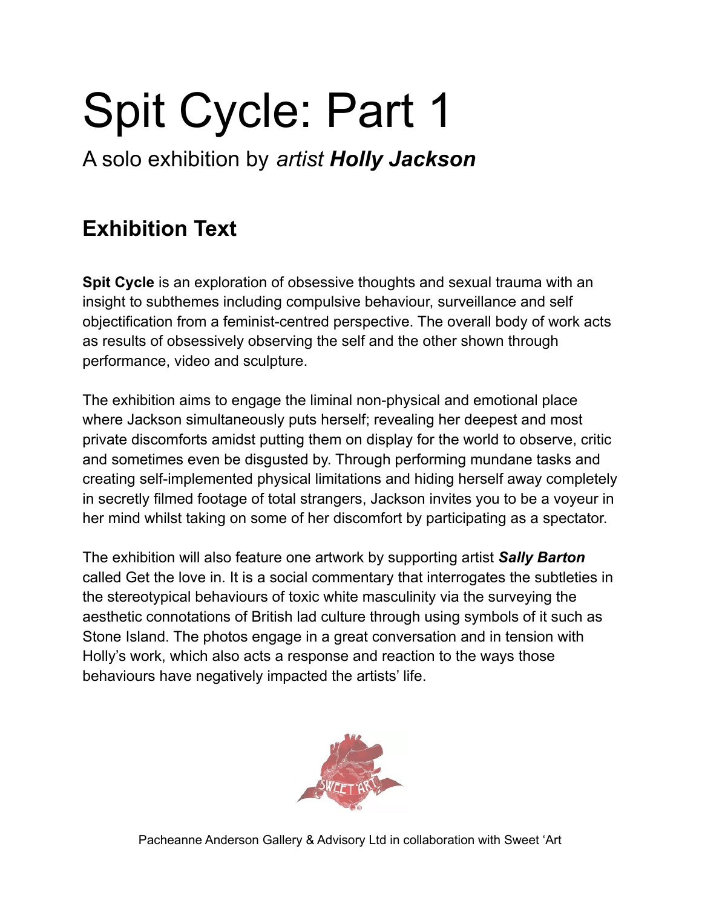# Spit Cycle: Part 1

## A solo exhibition by *artist* ***Holly Jackson***

## Exhibition Text

**Spit Cycle** is an exploration of obsessive thoughts and sexual trauma with an insight to subthemes including compulsive behaviour, surveillance and self objectification from a feminist-centred perspective. The overall body of work acts as results of obsessively observing the self and the other shown through performance, video and sculpture.

The exhibition aims to engage the liminal non-physical and emotional place where Jackson simultaneously puts herself; revealing her deepest and most private discomforts amidst putting them on display for the world to observe, critic and sometimes even be disgusted by. Through performing mundane tasks and creating self-implemented physical limitations and hiding herself away completely in secretly filmed footage of total strangers, Jackson invites you to be a voyeur in her mind whilst taking on some of her discomfort by participating as a spectator.

The exhibition will also feature one artwork by supporting artist ***Sally Barton*** called Get the love in. It is a social commentary that interrogates the subtleties in the stereotypical behaviours of toxic white masculinity via the surveying the aesthetic connotations of British lad culture through using symbols of it such as Stone Island. The photos engage in a great conversation and in tension with Holly's work, which also acts a response and reaction to the ways those behaviours have negatively impacted the artists' life.

Pacheanne Anderson Gallery & Advisory Ltd in collaboration with Sweet 'Art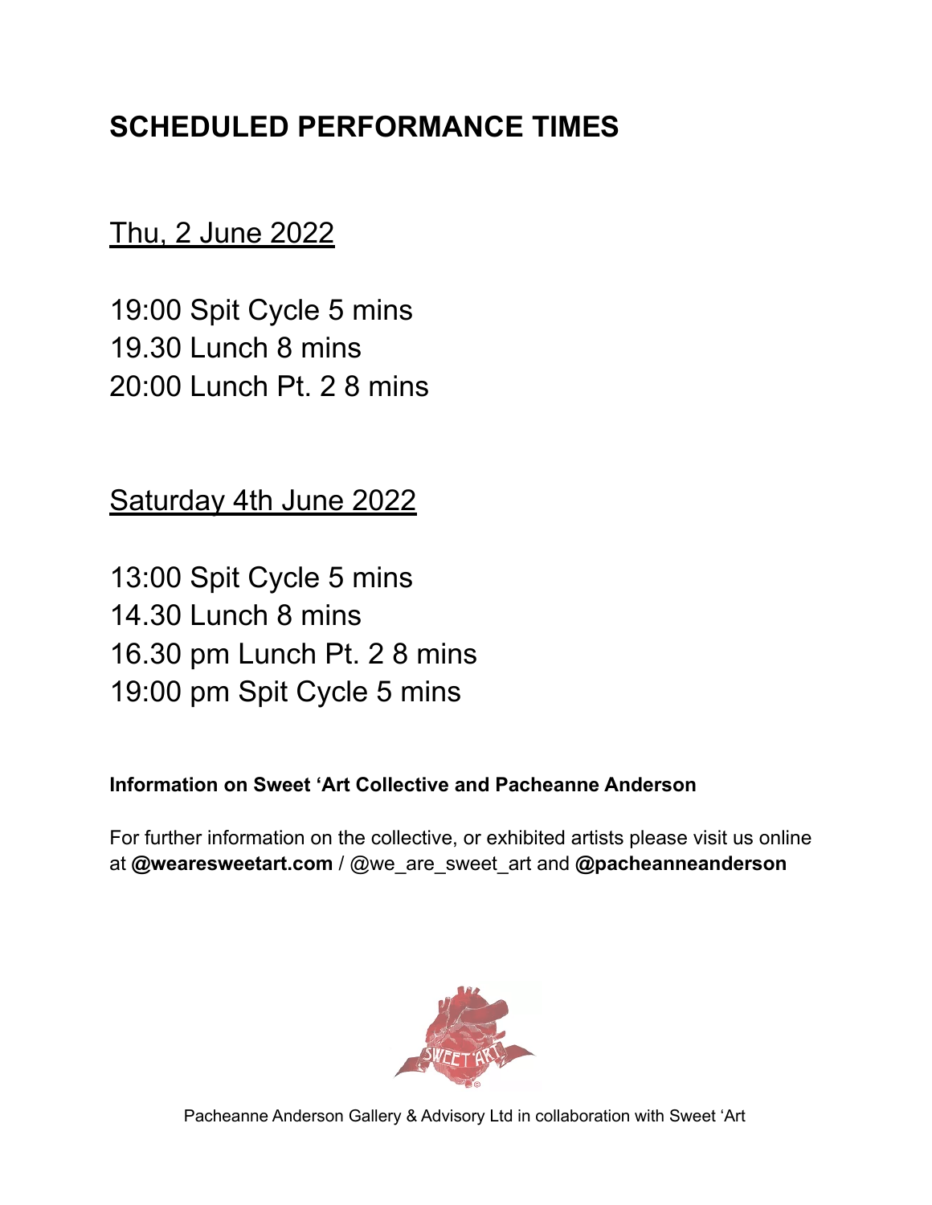# SCHEDULED PERFORMANCE TIMES

## Thu, 2 June 2022

19:00 Spit Cycle 5 mins
19.30 Lunch 8 mins
20:00 Lunch Pt. 2 8 mins

## Saturday 4th June 2022

13:00 Spit Cycle 5 mins
14.30 Lunch 8 mins
16.30 pm Lunch Pt. 2 8 mins
19:00 pm Spit Cycle 5 mins

**Information on Sweet 'Art Collective and Pacheanne Anderson**

For further information on the collective, or exhibited artists please visit us online at **@wearesweetart.com** / @we_are_sweet_art and **@pacheanneanderson**

Pacheanne Anderson Gallery & Advisory Ltd in collaboration with Sweet 'Art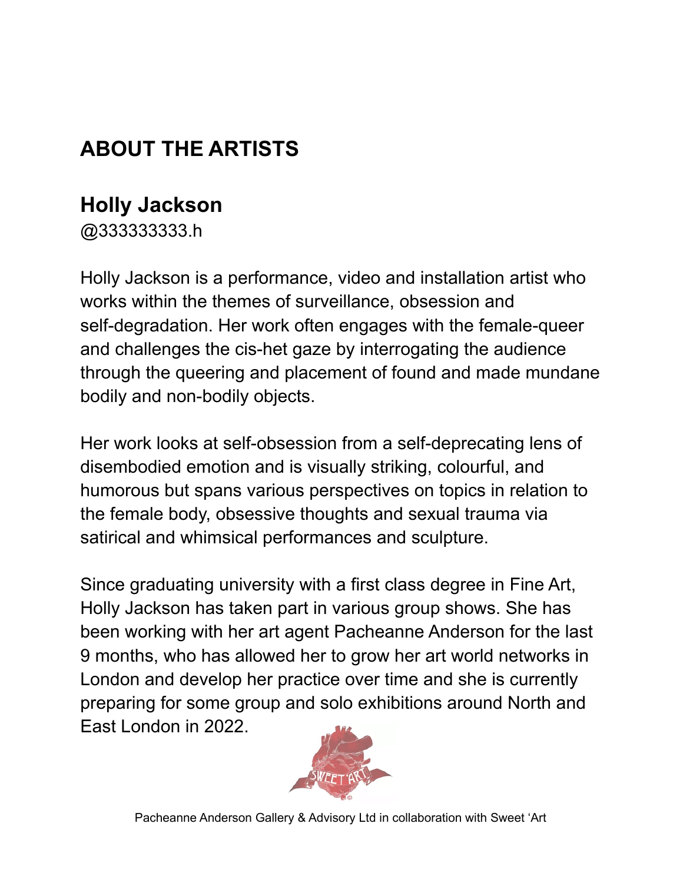# ABOUT THE ARTISTS

## Holly Jackson

@333333333.h

Holly Jackson is a performance, video and installation artist who works within the themes of surveillance, obsession and self-degradation. Her work often engages with the female-queer and challenges the cis-het gaze by interrogating the audience through the queering and placement of found and made mundane bodily and non-bodily objects.

Her work looks at self-obsession from a self-deprecating lens of disembodied emotion and is visually striking, colourful, and humorous but spans various perspectives on topics in relation to the female body, obsessive thoughts and sexual trauma via satirical and whimsical performances and sculpture.

Since graduating university with a first class degree in Fine Art, Holly Jackson has taken part in various group shows. She has been working with her art agent Pacheanne Anderson for the last 9 months, who has allowed her to grow her art world networks in London and develop her practice over time and she is currently preparing for some group and solo exhibitions around North and East London in 2022.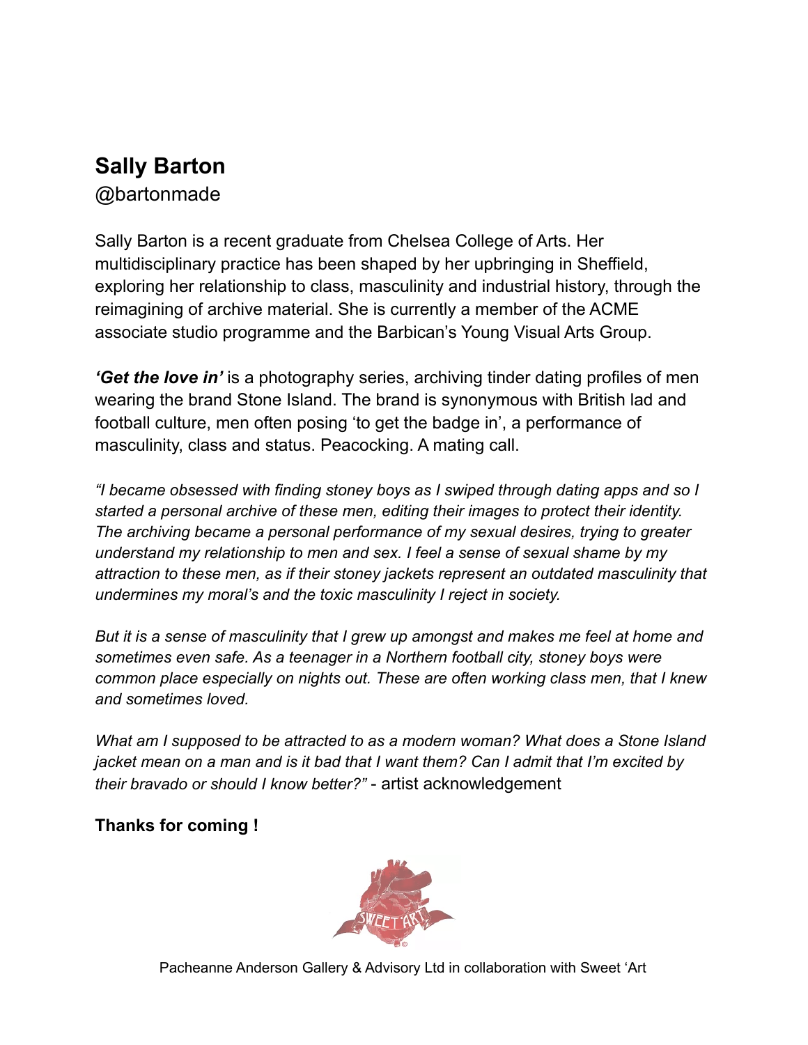## Sally Barton

@bartonmade

Sally Barton is a recent graduate from Chelsea College of Arts. Her multidisciplinary practice has been shaped by her upbringing in Sheffield, exploring her relationship to class, masculinity and industrial history, through the reimagining of archive material. She is currently a member of the ACME associate studio programme and the Barbican's Young Visual Arts Group.

***'Get the love in'*** is a photography series, archiving tinder dating profiles of men wearing the brand Stone Island. The brand is synonymous with British lad and football culture, men often posing 'to get the badge in', a performance of masculinity, class and status. Peacocking. A mating call.

*"I became obsessed with finding stoney boys as I swiped through dating apps and so I started a personal archive of these men, editing their images to protect their identity. The archiving became a personal performance of my sexual desires, trying to greater understand my relationship to men and sex. I feel a sense of sexual shame by my attraction to these men, as if their stoney jackets represent an outdated masculinity that undermines my moral's and the toxic masculinity I reject in society.*

*But it is a sense of masculinity that I grew up amongst and makes me feel at home and sometimes even safe. As a teenager in a Northern football city, stoney boys were common place especially on nights out. These are often working class men, that I knew and sometimes loved.*

*What am I supposed to be attracted to as a modern woman? What does a Stone Island jacket mean on a man and is it bad that I want them? Can I admit that I'm excited by their bravado or should I know better?"* - artist acknowledgement

**Thanks for coming !**

SWEET 'ART

Pacheanne Anderson Gallery & Advisory Ltd in collaboration with Sweet 'Art